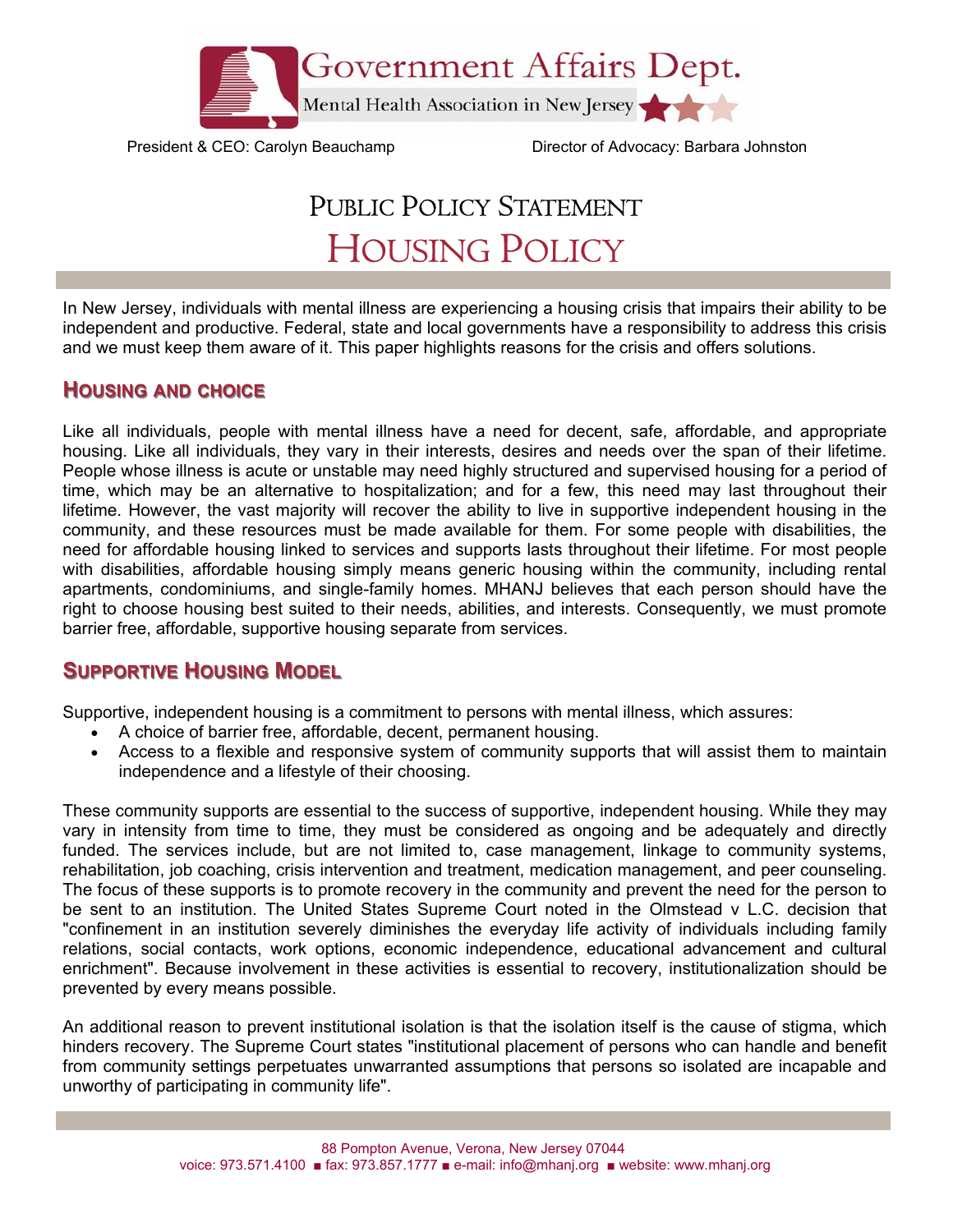Government Affairs Dept.

Mental Health Association in New Jersey

President & CEO: Carolyn Beauchamp

Director of Advocacy: Barbara Johnston

# PUBLIC POLICY STATEMENT

# HOUSING POLICY

In New Jersey, individuals with mental illness are experiencing a housing crisis that impairs their ability to be independent and productive. Federal, state and local governments have a responsibility to address this crisis and we must keep them aware of it. This paper highlights reasons for the crisis and offers solutions.

## HOUSING AND CHOICE

Like all individuals, people with mental illness have a need for decent, safe, affordable, and appropriate housing. Like all individuals, they vary in their interests, desires and needs over the span of their lifetime. People whose illness is acute or unstable may need highly structured and supervised housing for a period of time, which may be an alternative to hospitalization; and for a few, this need may last throughout their lifetime. However, the vast majority will recover the ability to live in supportive independent housing in the community, and these resources must be made available for them. For some people with disabilities, the need for affordable housing linked to services and supports lasts throughout their lifetime. For most people with disabilities, affordable housing simply means generic housing within the community, including rental apartments, condominiums, and single-family homes. MHANJ believes that each person should have the right to choose housing best suited to their needs, abilities, and interests. Consequently, we must promote barrier free, affordable, supportive housing separate from services.

## SUPPORTIVE HOUSING MODEL

Supportive, independent housing is a commitment to persons with mental illness, which assures:

- A choice of barrier free, affordable, decent, permanent housing.
- Access to a flexible and responsive system of community supports that will assist them to maintain independence and a lifestyle of their choosing.

These community supports are essential to the success of supportive, independent housing. While they may vary in intensity from time to time, they must be considered as ongoing and be adequately and directly funded. The services include, but are not limited to, case management, linkage to community systems, rehabilitation, job coaching, crisis intervention and treatment, medication management, and peer counseling. The focus of these supports is to promote recovery in the community and prevent the need for the person to be sent to an institution. The United States Supreme Court noted in the Olmstead v L.C. decision that "confinement in an institution severely diminishes the everyday life activity of individuals including family relations, social contacts, work options, economic independence, educational advancement and cultural enrichment". Because involvement in these activities is essential to recovery, institutionalization should be prevented by every means possible.

An additional reason to prevent institutional isolation is that the isolation itself is the cause of stigma, which hinders recovery. The Supreme Court states "institutional placement of persons who can handle and benefit from community settings perpetuates unwarranted assumptions that persons so isolated are incapable and unworthy of participating in community life".

88 Pompton Avenue, Verona, New Jersey 07044
voice: 973.571.4100 ■ fax: 973.857.1777 ■ e-mail: info@mhanj.org ■ website: www.mhanj.org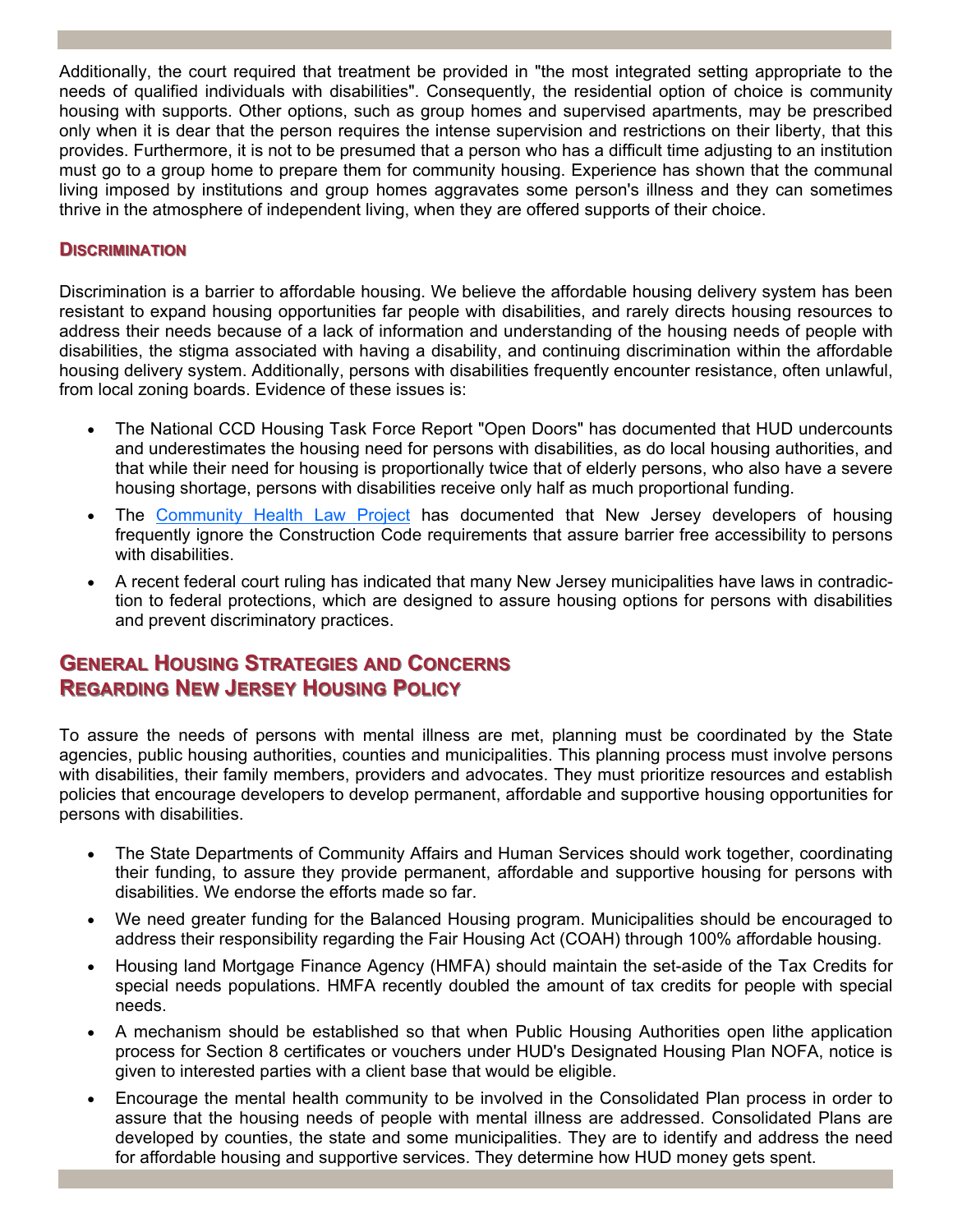Additionally, the court required that treatment be provided in "the most integrated setting appropriate to the needs of qualified individuals with disabilities". Consequently, the residential option of choice is community housing with supports. Other options, such as group homes and supervised apartments, may be prescribed only when it is dear that the person requires the intense supervision and restrictions on their liberty, that this provides. Furthermore, it is not to be presumed that a person who has a difficult time adjusting to an institution must go to a group home to prepare them for community housing. Experience has shown that the communal living imposed by institutions and group homes aggravates some person's illness and they can sometimes thrive in the atmosphere of independent living, when they are offered supports of their choice.

### Discrimination

Discrimination is a barrier to affordable housing. We believe the affordable housing delivery system has been resistant to expand housing opportunities far people with disabilities, and rarely directs housing resources to address their needs because of a lack of information and understanding of the housing needs of people with disabilities, the stigma associated with having a disability, and continuing discrimination within the affordable housing delivery system. Additionally, persons with disabilities frequently encounter resistance, often unlawful, from local zoning boards. Evidence of these issues is:

- The National CCD Housing Task Force Report "Open Doors" has documented that HUD undercounts and underestimates the housing need for persons with disabilities, as do local housing authorities, and that while their need for housing is proportionally twice that of elderly persons, who also have a severe housing shortage, persons with disabilities receive only half as much proportional funding.
- The Community Health Law Project has documented that New Jersey developers of housing frequently ignore the Construction Code requirements that assure barrier free accessibility to persons with disabilities.
- A recent federal court ruling has indicated that many New Jersey municipalities have laws in contradiction to federal protections, which are designed to assure housing options for persons with disabilities and prevent discriminatory practices.

## General Housing Strategies and Concerns Regarding New Jersey Housing Policy

To assure the needs of persons with mental illness are met, planning must be coordinated by the State agencies, public housing authorities, counties and municipalities. This planning process must involve persons with disabilities, their family members, providers and advocates. They must prioritize resources and establish policies that encourage developers to develop permanent, affordable and supportive housing opportunities for persons with disabilities.

- The State Departments of Community Affairs and Human Services should work together, coordinating their funding, to assure they provide permanent, affordable and supportive housing for persons with disabilities. We endorse the efforts made so far.
- We need greater funding for the Balanced Housing program. Municipalities should be encouraged to address their responsibility regarding the Fair Housing Act (COAH) through 100% affordable housing.
- Housing land Mortgage Finance Agency (HMFA) should maintain the set-aside of the Tax Credits for special needs populations. HMFA recently doubled the amount of tax credits for people with special needs.
- A mechanism should be established so that when Public Housing Authorities open lithe application process for Section 8 certificates or vouchers under HUD's Designated Housing Plan NOFA, notice is given to interested parties with a client base that would be eligible.
- Encourage the mental health community to be involved in the Consolidated Plan process in order to assure that the housing needs of people with mental illness are addressed. Consolidated Plans are developed by counties, the state and some municipalities. They are to identify and address the need for affordable housing and supportive services. They determine how HUD money gets spent.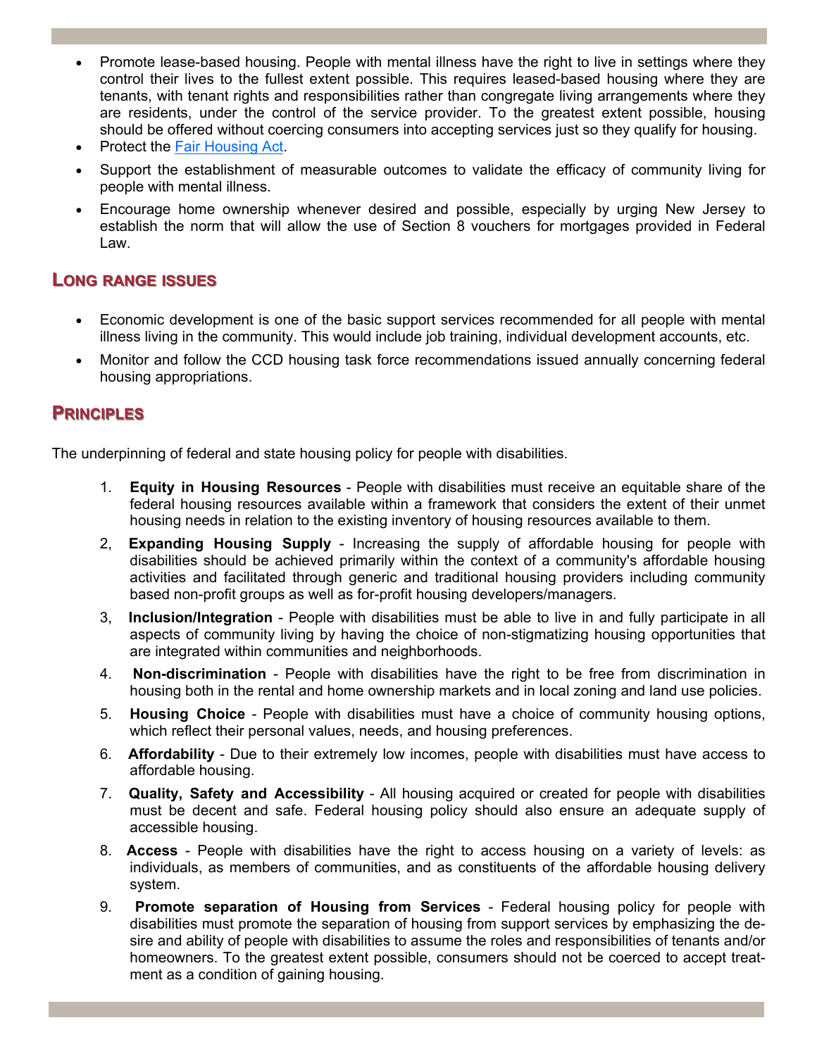- Promote lease-based housing. People with mental illness have the right to live in settings where they control their lives to the fullest extent possible. This requires leased-based housing where they are tenants, with tenant rights and responsibilities rather than congregate living arrangements where they are residents, under the control of the service provider. To the greatest extent possible, housing should be offered without coercing consumers into accepting services just so they qualify for housing.
- Protect the [Fair Housing Act](#).
- Support the establishment of measurable outcomes to validate the efficacy of community living for people with mental illness.
- Encourage home ownership whenever desired and possible, especially by urging New Jersey to establish the norm that will allow the use of Section 8 vouchers for mortgages provided in Federal Law.

## Long Range Issues

- Economic development is one of the basic support services recommended for all people with mental illness living in the community. This would include job training, individual development accounts, etc.
- Monitor and follow the CCD housing task force recommendations issued annually concerning federal housing appropriations.

## Principles

The underpinning of federal and state housing policy for people with disabilities.

1. **Equity in Housing Resources** - People with disabilities must receive an equitable share of the federal housing resources available within a framework that considers the extent of their unmet housing needs in relation to the existing inventory of housing resources available to them.
2. **Expanding Housing Supply** - Increasing the supply of affordable housing for people with disabilities should be achieved primarily within the context of a community's affordable housing activities and facilitated through generic and traditional housing providers including community based non-profit groups as well as for-profit housing developers/managers.
3. **Inclusion/Integration** - People with disabilities must be able to live in and fully participate in all aspects of community living by having the choice of non-stigmatizing housing opportunities that are integrated within communities and neighborhoods.
4. **Non-discrimination** - People with disabilities have the right to be free from discrimination in housing both in the rental and home ownership markets and in local zoning and land use policies.
5. **Housing Choice** - People with disabilities must have a choice of community housing options, which reflect their personal values, needs, and housing preferences.
6. **Affordability** - Due to their extremely low incomes, people with disabilities must have access to affordable housing.
7. **Quality, Safety and Accessibility** - All housing acquired or created for people with disabilities must be decent and safe. Federal housing policy should also ensure an adequate supply of accessible housing.
8. **Access** - People with disabilities have the right to access housing on a variety of levels: as individuals, as members of communities, and as constituents of the affordable housing delivery system.
9. **Promote separation of Housing from Services** - Federal housing policy for people with disabilities must promote the separation of housing from support services by emphasizing the desire and ability of people with disabilities to assume the roles and responsibilities of tenants and/or homeowners. To the greatest extent possible, consumers should not be coerced to accept treatment as a condition of gaining housing.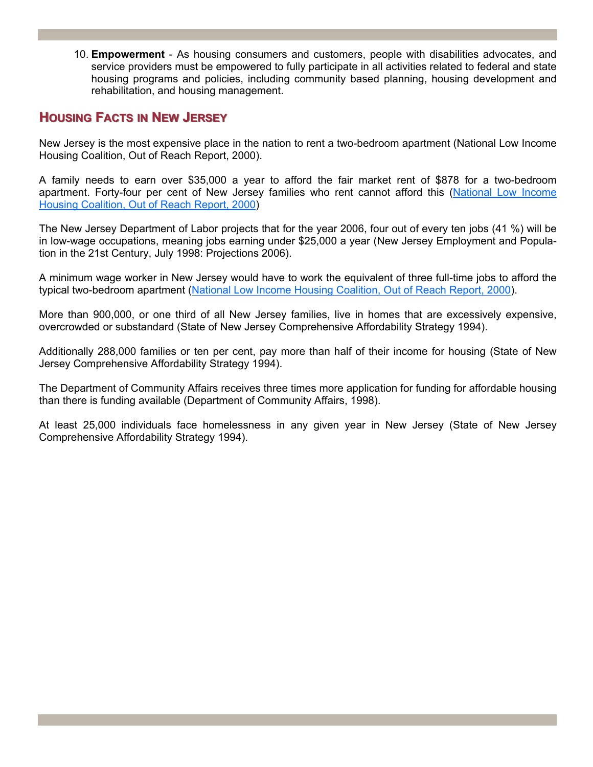10. **Empowerment** - As housing consumers and customers, people with disabilities advocates, and service providers must be empowered to fully participate in all activities related to federal and state housing programs and policies, including community based planning, housing development and rehabilitation, and housing management.

## Housing Facts in New Jersey

New Jersey is the most expensive place in the nation to rent a two-bedroom apartment (National Low Income Housing Coalition, Out of Reach Report, 2000).

A family needs to earn over $35,000 a year to afford the fair market rent of $878 for a two-bedroom apartment. Forty-four per cent of New Jersey families who rent cannot afford this (National Low Income Housing Coalition, Out of Reach Report, 2000)

The New Jersey Department of Labor projects that for the year 2006, four out of every ten jobs (41 %) will be in low-wage occupations, meaning jobs earning under $25,000 a year (New Jersey Employment and Population in the 21st Century, July 1998: Projections 2006).

A minimum wage worker in New Jersey would have to work the equivalent of three full-time jobs to afford the typical two-bedroom apartment (National Low Income Housing Coalition, Out of Reach Report, 2000).

More than 900,000, or one third of all New Jersey families, live in homes that are excessively expensive, overcrowded or substandard (State of New Jersey Comprehensive Affordability Strategy 1994).

Additionally 288,000 families or ten per cent, pay more than half of their income for housing (State of New Jersey Comprehensive Affordability Strategy 1994).

The Department of Community Affairs receives three times more application for funding for affordable housing than there is funding available (Department of Community Affairs, 1998).

At least 25,000 individuals face homelessness in any given year in New Jersey (State of New Jersey Comprehensive Affordability Strategy 1994).